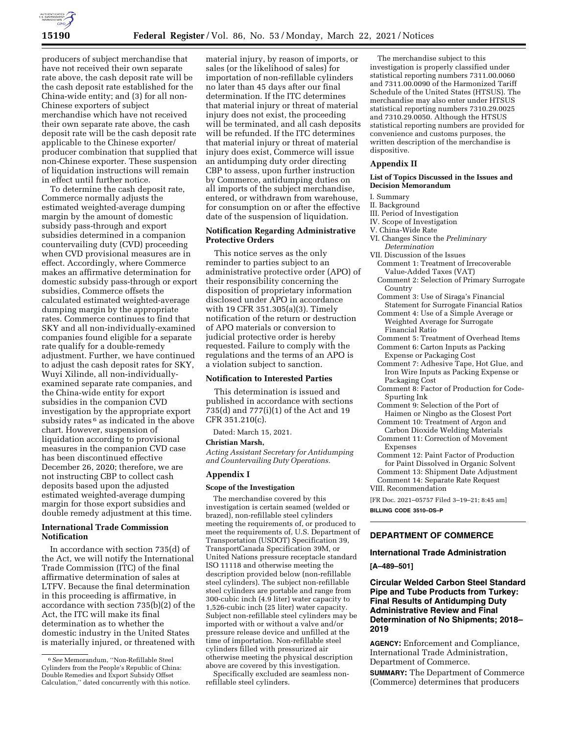producers of subject merchandise that have not received their own separate rate above, the cash deposit rate will be the cash deposit rate established for the China-wide entity; and (3) for all non-Chinese exporters of subject merchandise which have not received their own separate rate above, the cash deposit rate will be the cash deposit rate applicable to the Chinese exporter/producer combination that supplied that non-Chinese exporter. These suspension of liquidation instructions will remain in effect until further notice.

To determine the cash deposit rate, Commerce normally adjusts the estimated weighted-average dumping margin by the amount of domestic subsidy pass-through and export subsidies determined in a companion countervailing duty (CVD) proceeding when CVD provisional measures are in effect. Accordingly, where Commerce makes an affirmative determination for domestic subsidy pass-through or export subsidies, Commerce offsets the calculated estimated weighted-average dumping margin by the appropriate rates. Commerce continues to find that SKY and all non-individually-examined companies found eligible for a separate rate qualify for a double-remedy adjustment. Further, we have continued to adjust the cash deposit rates for SKY, Wuyi Xilinde, all non-individually-examined separate rate companies, and the China-wide entity for export subsidies in the companion CVD investigation by the appropriate export subsidy rates [6] as indicated in the above chart. However, suspension of liquidation according to provisional measures in the companion CVD case has been discontinued effective December 26, 2020; therefore, we are not instructing CBP to collect cash deposits based upon the adjusted estimated weighted-average dumping margin for those export subsidies and double remedy adjustment at this time.

## International Trade Commission Notification

In accordance with section 735(d) of the Act, we will notify the International Trade Commission (ITC) of the final affirmative determination of sales at LTFV. Because the final determination in this proceeding is affirmative, in accordance with section 735(b)(2) of the Act, the ITC will make its final determination as to whether the domestic industry in the United States is materially injured, or threatened with material injury, by reason of imports, or sales (or the likelihood of sales) for importation of non-refillable cylinders no later than 45 days after our final determination. If the ITC determines that material injury or threat of material injury does not exist, the proceeding will be terminated, and all cash deposits will be refunded. If the ITC determines that material injury or threat of material injury does exist, Commerce will issue an antidumping duty order directing CBP to assess, upon further instruction by Commerce, antidumping duties on all imports of the subject merchandise, entered, or withdrawn from warehouse, for consumption on or after the effective date of the suspension of liquidation.

## Notification Regarding Administrative Protective Orders

This notice serves as the only reminder to parties subject to an administrative protective order (APO) of their responsibility concerning the disposition of proprietary information disclosed under APO in accordance with 19 CFR 351.305(a)(3). Timely notification of the return or destruction of APO materials or conversion to judicial protective order is hereby requested. Failure to comply with the regulations and the terms of an APO is a violation subject to sanction.

## Notification to Interested Parties

This determination is issued and published in accordance with sections 735(d) and 777(i)(1) of the Act and 19 CFR 351.210(c).

Dated: March 15, 2021.

**Christian Marsh,**

*Acting Assistant Secretary for Antidumping and Countervailing Duty Operations.*

## Appendix I

### Scope of the Investigation

The merchandise covered by this investigation is certain seamed (welded or brazed), non-refillable steel cylinders meeting the requirements of, or produced to meet the requirements of, U.S. Department of Transportation (USDOT) Specification 39, TransportCanada Specification 39M, or United Nations pressure receptacle standard ISO 11118 and otherwise meeting the description provided below (non-refillable steel cylinders). The subject non-refillable steel cylinders are portable and range from 300-cubic inch (4.9 liter) water capacity to 1,526-cubic inch (25 liter) water capacity. Subject non-refillable steel cylinders may be imported with or without a valve and/or pressure release device and unfilled at the time of importation. Non-refillable steel cylinders filled with pressurized air otherwise meeting the physical description above are covered by this investigation.

Specifically excluded are seamless non-refillable steel cylinders.

The merchandise subject to this investigation is properly classified under statistical reporting numbers 7311.00.0060 and 7311.00.0090 of the Harmonized Tariff Schedule of the United States (HTSUS). The merchandise may also enter under HTSUS statistical reporting numbers 7310.29.0025 and 7310.29.0050. Although the HTSUS statistical reporting numbers are provided for convenience and customs purposes, the written description of the merchandise is dispositive.

## Appendix II

### List of Topics Discussed in the Issues and Decision Memorandum

I. Summary
II. Background
III. Period of Investigation
IV. Scope of Investigation
V. China-Wide Rate
VI. Changes Since the *Preliminary Determination*
VII. Discussion of the Issues
- Comment 1: Treatment of Irrecoverable Value-Added Taxes (VAT)
- Comment 2: Selection of Primary Surrogate Country
- Comment 3: Use of Siraga's Financial Statement for Surrogate Financial Ratios
- Comment 4: Use of a Simple Average or Weighted Average for Surrogate Financial Ratio
- Comment 5: Treatment of Overhead Items
- Comment 6: Carton Inputs as Packing Expense or Packaging Cost
- Comment 7: Adhesive Tape, Hot Glue, and Iron Wire Inputs as Packing Expense or Packaging Cost
- Comment 8: Factor of Production for Code-Spurting Ink
- Comment 9: Selection of the Port of Haimen or Ningbo as the Closest Port
- Comment 10: Treatment of Argon and Carbon Dioxide Welding Materials
- Comment 11: Correction of Movement Expenses
- Comment 12: Paint Factor of Production for Paint Dissolved in Organic Solvent
- Comment 13: Shipment Date Adjustment
- Comment 14: Separate Rate Request

VIII. Recommendation

[FR Doc. 2021–05757 Filed 3–19–21; 8:45 am]

**BILLING CODE 3510–DS–P**

[6] *See* Memorandum, "Non-Refillable Steel Cylinders from the People's Republic of China: Double Remedies and Export Subsidy Offset Calculation," dated concurrently with this notice.

---

## DEPARTMENT OF COMMERCE

### International Trade Administration

**[A–489–501]**

### Circular Welded Carbon Steel Standard Pipe and Tube Products from Turkey: Final Results of Antidumping Duty Administrative Review and Final Determination of No Shipments; 2018–2019

**AGENCY:** Enforcement and Compliance, International Trade Administration, Department of Commerce.

**SUMMARY:** The Department of Commerce (Commerce) determines that producers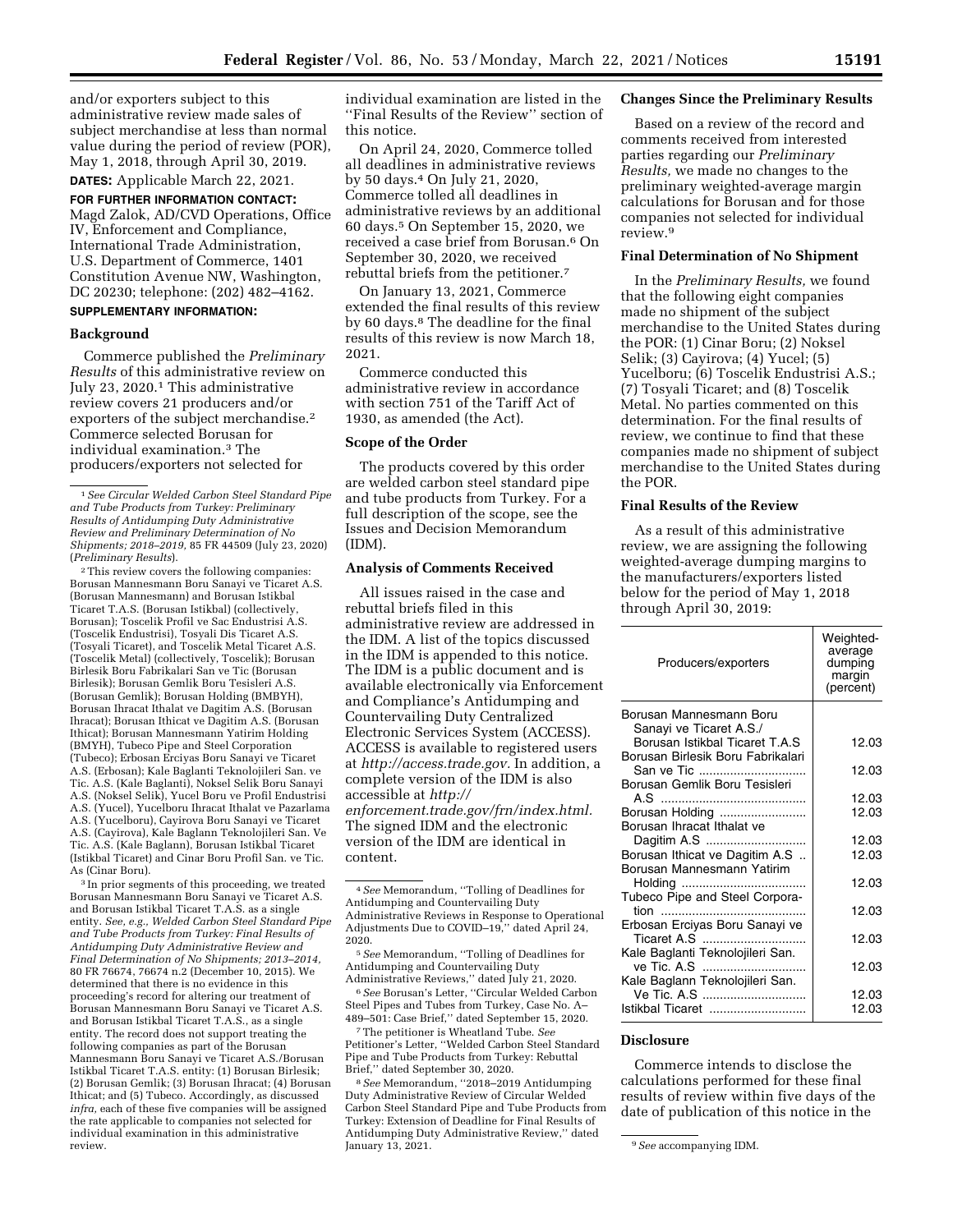and/or exporters subject to this administrative review made sales of subject merchandise at less than normal value during the period of review (POR), May 1, 2018, through April 30, 2019.

**DATES:** Applicable March 22, 2021.

**FOR FURTHER INFORMATION CONTACT:** Magd Zalok, AD/CVD Operations, Office IV, Enforcement and Compliance, International Trade Administration, U.S. Department of Commerce, 1401 Constitution Avenue NW, Washington, DC 20230; telephone: (202) 482–4162.

**SUPPLEMENTARY INFORMATION:**

## Background

Commerce published the *Preliminary Results* of this administrative review on July 23, 2020.[1] This administrative review covers 21 producers and/or exporters of the subject merchandise.[2] Commerce selected Borusan for individual examination.[3] The producers/exporters not selected for individual examination are listed in the ''Final Results of the Review'' section of this notice.

On April 24, 2020, Commerce tolled all deadlines in administrative reviews by 50 days.[4] On July 21, 2020, Commerce tolled all deadlines in administrative reviews by an additional 60 days.[5] On September 15, 2020, we received a case brief from Borusan.[6] On September 30, 2020, we received rebuttal briefs from the petitioner.[7]

On January 13, 2021, Commerce extended the final results of this review by 60 days.[8] The deadline for the final results of this review is now March 18, 2021.

Commerce conducted this administrative review in accordance with section 751 of the Tariff Act of 1930, as amended (the Act).

## Scope of the Order

The products covered by this order are welded carbon steel standard pipe and tube products from Turkey. For a full description of the scope, see the Issues and Decision Memorandum (IDM).

## Analysis of Comments Received

All issues raised in the case and rebuttal briefs filed in this administrative review are addressed in the IDM. A list of the topics discussed in the IDM is appended to this notice. The IDM is a public document and is available electronically via Enforcement and Compliance's Antidumping and Countervailing Duty Centralized Electronic Services System (ACCESS). ACCESS is available to registered users at *http://access.trade.gov.* In addition, a complete version of the IDM is also accessible at *http://enforcement.trade.gov/frn/index.html.* The signed IDM and the electronic version of the IDM are identical in content.

## Changes Since the Preliminary Results

Based on a review of the record and comments received from interested parties regarding our *Preliminary Results,* we made no changes to the preliminary weighted-average margin calculations for Borusan and for those companies not selected for individual review.[9]

## Final Determination of No Shipment

In the *Preliminary Results,* we found that the following eight companies made no shipment of the subject merchandise to the United States during the POR: (1) Cinar Boru; (2) Noksel Selik; (3) Cayirova; (4) Yucel; (5) Yucelboru; (6) Toscelik Endustrisi A.S.; (7) Tosyali Ticaret; and (8) Toscelik Metal. No parties commented on this determination. For the final results of review, we continue to find that these companies made no shipment of subject merchandise to the United States during the POR.

## Final Results of the Review

As a result of this administrative review, we are assigning the following weighted-average dumping margins to the manufacturers/exporters listed below for the period of May 1, 2018 through April 30, 2019:

| Producers/exporters | Weighted-average dumping margin (percent) |
|---|---|
| Borusan Mannesmann Boru Sanayi ve Ticaret A.S./ Borusan Istikbal Ticaret T.A.S | 12.03 |
| Borusan Birlesik Boru Fabrikalari San ve Tic | 12.03 |
| Borusan Gemlik Boru Tesisleri A.S | 12.03 |
| Borusan Holding | 12.03 |
| Borusan Ihracat Ithalat ve Dagitim A.S | 12.03 |
| Borusan Ithicat ve Dagitim A.S | 12.03 |
| Borusan Mannesmann Yatirim Holding | 12.03 |
| Tubeco Pipe and Steel Corporation | 12.03 |
| Erbosan Erciyas Boru Sanayi ve Ticaret A.S | 12.03 |
| Kale Baglanti Teknolojileri San. ve Tic. A.S | 12.03 |
| Kale Baglann Teknolojileri San. Ve Tic. A.S | 12.03 |
| Istikbal Ticaret | 12.03 |

## Disclosure

Commerce intends to disclose the calculations performed for these final results of review within five days of the date of publication of this notice in the

---

[1] *See Circular Welded Carbon Steel Standard Pipe and Tube Products from Turkey: Preliminary Results of Antidumping Duty Administrative Review and Preliminary Determination of No Shipments; 2018–2019,* 85 FR 44509 (July 23, 2020) (*Preliminary Results*).

[2] This review covers the following companies: Borusan Mannesmann Boru Sanayi ve Ticaret A.S. (Borusan Mannesmann) and Borusan Istikbal Ticaret T.A.S. (Borusan Istikbal) (collectively, Borusan); Toscelik Profil ve Sac Endustrisi A.S. (Toscelik Endustrisi), Tosyali Dis Ticaret A.S. (Tosyali Ticaret), and Toscelik Metal Ticaret A.S. (Toscelik Metal) (collectively, Toscelik); Borusan Birlesik Boru Fabrikalari San ve Tic (Borusan Birlesik); Borusan Gemlik Boru Tesisleri A.S. (Borusan Gemlik); Borusan Holding (BMBYH), Borusan Ihracat Ithalat ve Dagitim A.S. (Borusan Ihracat); Borusan Ithicat ve Dagitim A.S. (Borusan Ithicat); Borusan Mannesmann Yatirim Holding (BMYH), Tubeco Pipe and Steel Corporation (Tubeco); Erbosan Erciyas Boru Sanayi ve Ticaret A.S. (Erbosan); Kale Baglanti Teknolojileri San. ve Tic. A.S. (Kale Baglanti), Noksel Selik Boru Sanayi A.S. (Noksel Selik), Yucel Boru ve Profil Endustrisi A.S. (Yucel), Yucelboru Ihracat Ithalat ve Pazarlama A.S. (Yucelboru), Cayirova Boru Sanayi ve Ticaret A.S. (Cayirova), Kale Baglann Teknolojileri San. Ve Tic. A.S. (Kale Baglann), Borusan Istikbal Ticaret (Istikbal Ticaret) and Cinar Boru Profil San. ve Tic. As (Cinar Boru).

[3] In prior segments of this proceeding, we treated Borusan Mannesmann Boru Sanayi ve Ticaret A.S. and Borusan Istikbal Ticaret T.A.S. as a single entity. *See, e.g., Welded Carbon Steel Standard Pipe and Tube Products from Turkey: Final Results of Antidumping Duty Administrative Review and Final Determination of No Shipments; 2013–2014,* 80 FR 76674, 76674 n.2 (December 10, 2015). We determined that there is no evidence in this proceeding's record for altering our treatment of Borusan Mannesmann Boru Sanayi ve Ticaret A.S. and Borusan Istikbal Ticaret T.A.S., as a single entity. The record does not support treating the following companies as part of the Borusan Mannesmann Boru Sanayi ve Ticaret A.S./Borusan Istikbal Ticaret T.A.S. entity: (1) Borusan Birlesik; (2) Borusan Gemlik; (3) Borusan Ihracat; (4) Borusan Ithicat; and (5) Tubeco. Accordingly, as discussed *infra,* each of these five companies will be assigned the rate applicable to companies not selected for individual examination in this administrative review.

[4] *See* Memorandum, ''Tolling of Deadlines for Antidumping and Countervailing Duty Administrative Reviews in Response to Operational Adjustments Due to COVID–19,'' dated April 24, 2020.

[5] *See* Memorandum, ''Tolling of Deadlines for Antidumping and Countervailing Duty Administrative Reviews,'' dated July 21, 2020.

[6] *See* Borusan's Letter, ''Circular Welded Carbon Steel Pipes and Tubes from Turkey, Case No. A–489–501: Case Brief,'' dated September 15, 2020.

[7] The petitioner is Wheatland Tube. *See* Petitioner's Letter, ''Welded Carbon Steel Standard Pipe and Tube Products from Turkey: Rebuttal Brief,'' dated September 30, 2020.

[8] *See* Memorandum, ''2018–2019 Antidumping Duty Administrative Review of Circular Welded Carbon Steel Standard Pipe and Tube Products from Turkey: Extension of Deadline for Final Results of Antidumping Duty Administrative Review,'' dated January 13, 2021.

[9] *See* accompanying IDM.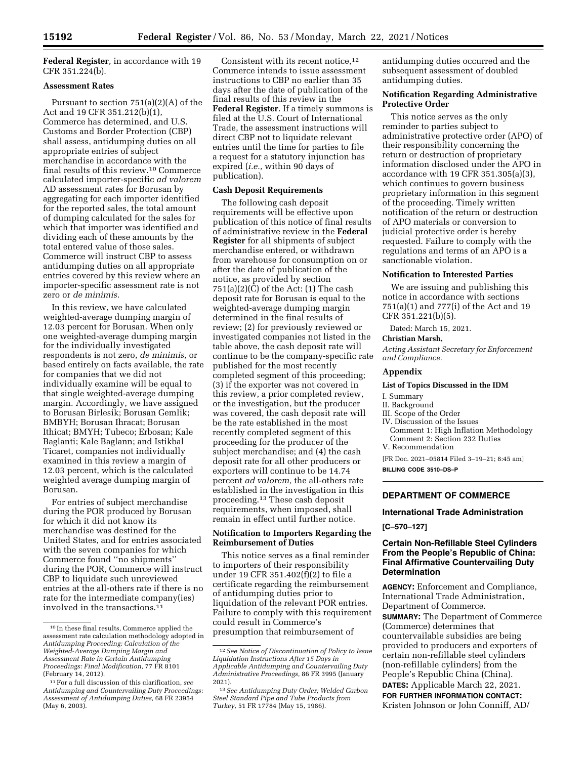**Federal Register**, in accordance with 19 CFR 351.224(b).

### Assessment Rates

Pursuant to section 751(a)(2)(A) of the Act and 19 CFR 351.212(b)(1), Commerce has determined, and U.S. Customs and Border Protection (CBP) shall assess, antidumping duties on all appropriate entries of subject merchandise in accordance with the final results of this review.[10] Commerce calculated importer-specific *ad valorem* AD assessment rates for Borusan by aggregating for each importer identified for the reported sales, the total amount of dumping calculated for the sales for which that importer was identified and dividing each of these amounts by the total entered value of those sales. Commerce will instruct CBP to assess antidumping duties on all appropriate entries covered by this review where an importer-specific assessment rate is not zero or *de minimis*.

In this review, we have calculated weighted-average dumping margin of 12.03 percent for Borusan. When only one weighted-average dumping margin for the individually investigated respondents is not zero, *de minimis,* or based entirely on facts available, the rate for companies that we did not individually examine will be equal to that single weighted-average dumping margin. Accordingly, we have assigned to Borusan Birlesik; Borusan Gemlik; BMBYH; Borusan Ihracat; Borusan Ithicat; BMYH; Tubeco; Erbosan; Kale Baglanti; Kale Baglann; and Istikbal Ticaret, companies not individually examined in this review a margin of 12.03 percent, which is the calculated weighted average dumping margin of Borusan.

For entries of subject merchandise during the POR produced by Borusan for which it did not know its merchandise was destined for the United States, and for entries associated with the seven companies for which Commerce found ''no shipments'' during the POR, Commerce will instruct CBP to liquidate such unreviewed entries at the all-others rate if there is no rate for the intermediate company(ies) involved in the transactions.[11]

Consistent with its recent notice,[12] Commerce intends to issue assessment instructions to CBP no earlier than 35 days after the date of publication of the final results of this review in the **Federal Register**. If a timely summons is filed at the U.S. Court of International Trade, the assessment instructions will direct CBP not to liquidate relevant entries until the time for parties to file a request for a statutory injunction has expired (*i.e.,* within 90 days of publication).

### Cash Deposit Requirements

The following cash deposit requirements will be effective upon publication of this notice of final results of administrative review in the **Federal Register** for all shipments of subject merchandise entered, or withdrawn from warehouse for consumption on or after the date of publication of the notice, as provided by section 751(a)(2)(C) of the Act: (1) The cash deposit rate for Borusan is equal to the weighted-average dumping margin determined in the final results of review; (2) for previously reviewed or investigated companies not listed in the table above, the cash deposit rate will continue to be the company-specific rate published for the most recently completed segment of this proceeding; (3) if the exporter was not covered in this review, a prior completed review, or the investigation, but the producer was covered, the cash deposit rate will be the rate established in the most recently completed segment of this proceeding for the producer of the subject merchandise; and (4) the cash deposit rate for all other producers or exporters will continue to be 14.74 percent *ad valorem,* the all-others rate established in the investigation in this proceeding.[13] These cash deposit requirements, when imposed, shall remain in effect until further notice.

### Notification to Importers Regarding the Reimbursement of Duties

This notice serves as a final reminder to importers of their responsibility under 19 CFR 351.402(f)(2) to file a certificate regarding the reimbursement of antidumping duties prior to liquidation of the relevant POR entries. Failure to comply with this requirement could result in Commerce's presumption that reimbursement of antidumping duties occurred and the subsequent assessment of doubled antidumping duties.

### Notification Regarding Administrative Protective Order

This notice serves as the only reminder to parties subject to administrative protective order (APO) of their responsibility concerning the return or destruction of proprietary information disclosed under the APO in accordance with 19 CFR 351.305(a)(3), which continues to govern business proprietary information in this segment of the proceeding. Timely written notification of the return or destruction of APO materials or conversion to judicial protective order is hereby requested. Failure to comply with the regulations and terms of an APO is a sanctionable violation.

### Notification to Interested Parties

We are issuing and publishing this notice in accordance with sections 751(a)(1) and 777(i) of the Act and 19 CFR 351.221(b)(5).

Dated: March 15, 2021.

**Christian Marsh,**

*Acting Assistant Secretary for Enforcement and Compliance.*

### Appendix

#### List of Topics Discussed in the IDM

I. Summary
II. Background
III. Scope of the Order
IV. Discussion of the Issues
  Comment 1: High Inflation Methodology
  Comment 2: Section 232 Duties
V. Recommendation

[FR Doc. 2021–05814 Filed 3–19–21; 8:45 am]

**BILLING CODE 3510–DS–P**

[10] In these final results, Commerce applied the assessment rate calculation methodology adopted in *Antidumping Proceeding: Calculation of the Weighted-Average Dumping Margin and Assessment Rate in Certain Antidumping Proceedings: Final Modification,* 77 FR 8101 (February 14, 2012).

[11] For a full discussion of this clarification, *see Antidumping and Countervailing Duty Proceedings: Assessment of Antidumping Duties,* 68 FR 23954 (May 6, 2003).

[12] *See Notice of Discontinuation of Policy to Issue Liquidation Instructions After 15 Days in Applicable Antidumping and Countervailing Duty Administrative Proceedings,* 86 FR 3995 (January 2021).

[13] *See Antidumping Duty Order; Welded Carbon Steel Standard Pipe and Tube Products from Turkey,* 51 FR 17784 (May 15, 1986).

---

## DEPARTMENT OF COMMERCE

### International Trade Administration

**[C–570–127]**

### Certain Non-Refillable Steel Cylinders From the People's Republic of China: Final Affirmative Countervailing Duty Determination

**AGENCY:** Enforcement and Compliance, International Trade Administration, Department of Commerce.

**SUMMARY:** The Department of Commerce (Commerce) determines that countervailable subsidies are being provided to producers and exporters of certain non-refillable steel cylinders (non-refillable cylinders) from the People's Republic China (China).

**DATES:** Applicable March 22, 2021.

**FOR FURTHER INFORMATION CONTACT:** Kristen Johnson or John Conniff, AD/